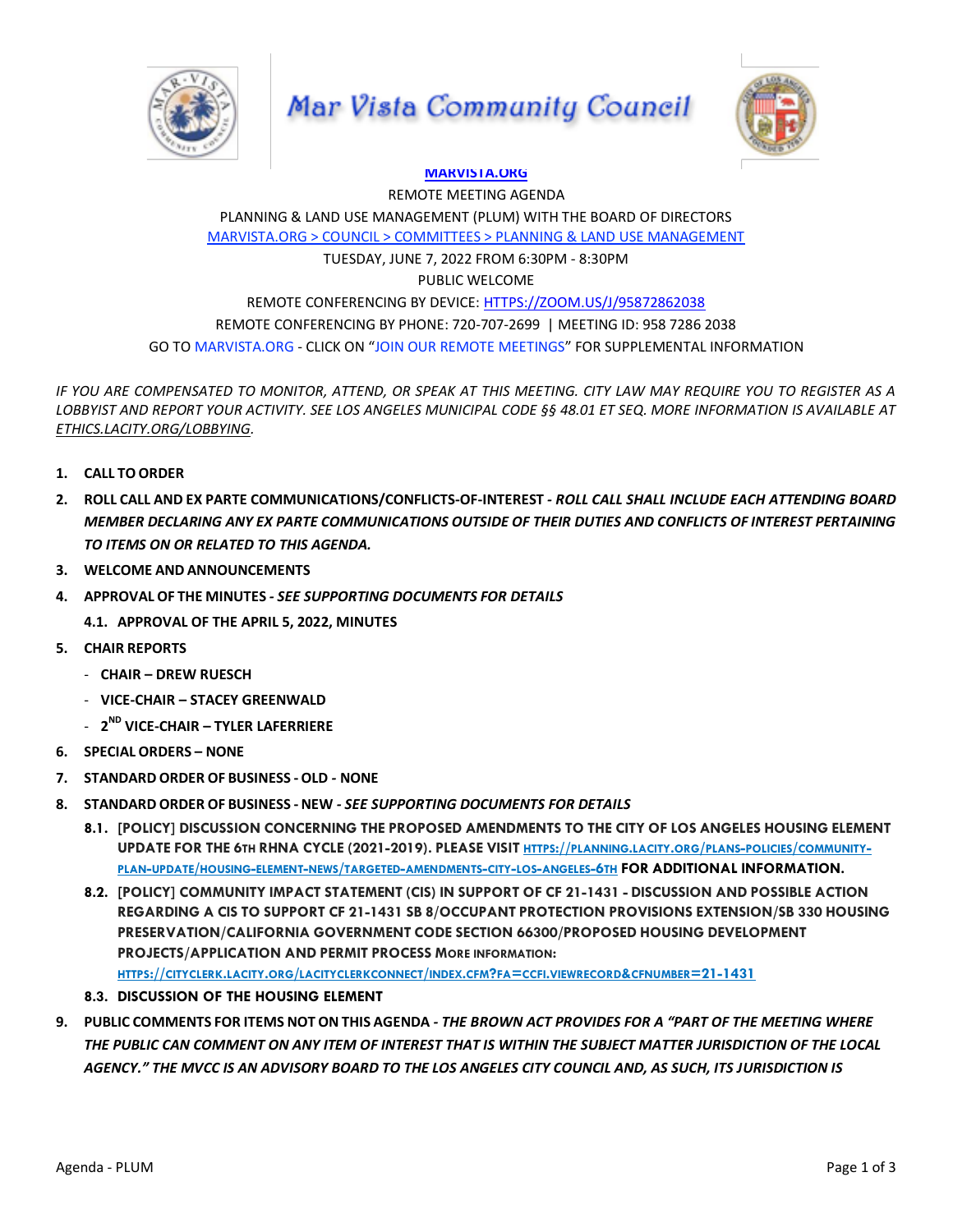# Mar Vista Community Council

MARVISTA.ORG

REMOTE MEETING AGENDA

PLANNING & LAND USE MANAGEMENT (PLUM) WITH THE BOARD OF DIRECTORS

MARVISTA.ORG > COUNCIL > COMMITTEES > PLANNING & LAND USE MANAGEMENT

TUESDAY, JUNE 7, 2022 FROM 6:30PM - 8:30PM

PUBLIC WELCOME

REMOTE CONFERENCING BY DEVICE: HTTPS://ZOOM.US/J/95872862038

REMOTE CONFERENCING BY PHONE: 720-707-2699 | MEETING ID: 958 7286 2038

GO TO MARVISTA.ORG - CLICK ON "JOIN OUR REMOTE MEETINGS" FOR SUPPLEMENTAL INFORMATION

*IF YOU ARE COMPENSATED TO MONITOR, ATTEND, OR SPEAK AT THIS MEETING. CITY LAW MAY REQUIRE YOU TO REGISTER AS A LOBBYIST AND REPORT YOUR ACTIVITY. SEE LOS ANGELES MUNICIPAL CODE §§ 48.01 ET SEQ. MORE INFORMATION IS AVAILABLE AT ETHICS.LACITY.ORG/LOBBYING.*

1. **CALL TO ORDER**
2. **ROLL CALL AND EX PARTE COMMUNICATIONS/CONFLICTS-OF-INTEREST** - ***ROLL CALL SHALL INCLUDE EACH ATTENDING BOARD MEMBER DECLARING ANY EX PARTE COMMUNICATIONS OUTSIDE OF THEIR DUTIES AND CONFLICTS OF INTEREST PERTAINING TO ITEMS ON OR RELATED TO THIS AGENDA.***
3. **WELCOME AND ANNOUNCEMENTS**
4. **APPROVAL OF THE MINUTES** - ***SEE SUPPORTING DOCUMENTS FOR DETAILS***
   - **4.1. APPROVAL OF THE APRIL 5, 2022, MINUTES**
5. **CHAIR REPORTS**
   - **CHAIR – DREW RUESCH**
   - **VICE-CHAIR – STACEY GREENWALD**
   - **2ND VICE-CHAIR – TYLER LAFERRIERE**
6. **SPECIAL ORDERS – NONE**
7. **STANDARD ORDER OF BUSINESS - OLD - NONE**
8. **STANDARD ORDER OF BUSINESS - NEW** - ***SEE SUPPORTING DOCUMENTS FOR DETAILS***
   - **8.1. [POLICY] DISCUSSION CONCERNING THE PROPOSED AMENDMENTS TO THE CITY OF LOS ANGELES HOUSING ELEMENT UPDATE FOR THE 6TH RHNA CYCLE (2021-2019). PLEASE VISIT HTTPS://PLANNING.LACITY.ORG/PLANS-POLICIES/COMMUNITY-PLAN-UPDATE/HOUSING-ELEMENT-NEWS/TARGETED-AMENDMENTS-CITY-LOS-ANGELES-6TH FOR ADDITIONAL INFORMATION.**
   - **8.2. [POLICY] COMMUNITY IMPACT STATEMENT (CIS) IN SUPPORT OF CF 21-1431 - DISCUSSION AND POSSIBLE ACTION REGARDING A CIS TO SUPPORT CF 21-1431 SB 8/OCCUPANT PROTECTION PROVISIONS EXTENSION/SB 330 HOUSING PRESERVATION/CALIFORNIA GOVERNMENT CODE SECTION 66300/PROPOSED HOUSING DEVELOPMENT PROJECTS/APPLICATION AND PERMIT PROCESS MORE INFORMATION: HTTPS://CITYCLERK.LACITY.ORG/LACITYCLERKCONNECT/INDEX.CFM?FA=CCFI.VIEWRECORD&CFNUMBER=21-1431**
   - **8.3. DISCUSSION OF THE HOUSING ELEMENT**
9. **PUBLIC COMMENTS FOR ITEMS NOT ON THIS AGENDA** - ***THE BROWN ACT PROVIDES FOR A "PART OF THE MEETING WHERE THE PUBLIC CAN COMMENT ON ANY ITEM OF INTEREST THAT IS WITHIN THE SUBJECT MATTER JURISDICTION OF THE LOCAL AGENCY." THE MVCC IS AN ADVISORY BOARD TO THE LOS ANGELES CITY COUNCIL AND, AS SUCH, ITS JURISDICTION IS***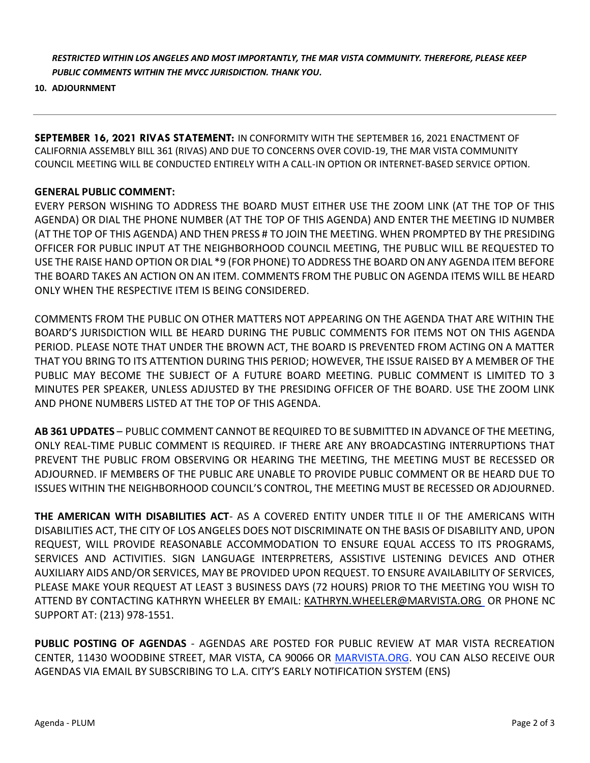***RESTRICTED WITHIN LOS ANGELES AND MOST IMPORTANTLY, THE MAR VISTA COMMUNITY. THEREFORE, PLEASE KEEP PUBLIC COMMENTS WITHIN THE MVCC JURISDICTION. THANK YOU.***

**10. ADJOURNMENT**

---

**SEPTEMBER 16, 2021 RIVAS STATEMENT:** IN CONFORMITY WITH THE SEPTEMBER 16, 2021 ENACTMENT OF CALIFORNIA ASSEMBLY BILL 361 (RIVAS) AND DUE TO CONCERNS OVER COVID-19, THE MAR VISTA COMMUNITY COUNCIL MEETING WILL BE CONDUCTED ENTIRELY WITH A CALL-IN OPTION OR INTERNET-BASED SERVICE OPTION.

**GENERAL PUBLIC COMMENT:**

EVERY PERSON WISHING TO ADDRESS THE BOARD MUST EITHER USE THE ZOOM LINK (AT THE TOP OF THIS AGENDA) OR DIAL THE PHONE NUMBER (AT THE TOP OF THIS AGENDA) AND ENTER THE MEETING ID NUMBER (AT THE TOP OF THIS AGENDA) AND THEN PRESS # TO JOIN THE MEETING. WHEN PROMPTED BY THE PRESIDING OFFICER FOR PUBLIC INPUT AT THE NEIGHBORHOOD COUNCIL MEETING, THE PUBLIC WILL BE REQUESTED TO USE THE RAISE HAND OPTION OR DIAL *9 (FOR PHONE) TO ADDRESS THE BOARD ON ANY AGENDA ITEM BEFORE THE BOARD TAKES AN ACTION ON AN ITEM. COMMENTS FROM THE PUBLIC ON AGENDA ITEMS WILL BE HEARD ONLY WHEN THE RESPECTIVE ITEM IS BEING CONSIDERED.

COMMENTS FROM THE PUBLIC ON OTHER MATTERS NOT APPEARING ON THE AGENDA THAT ARE WITHIN THE BOARD'S JURISDICTION WILL BE HEARD DURING THE PUBLIC COMMENTS FOR ITEMS NOT ON THIS AGENDA PERIOD. PLEASE NOTE THAT UNDER THE BROWN ACT, THE BOARD IS PREVENTED FROM ACTING ON A MATTER THAT YOU BRING TO ITS ATTENTION DURING THIS PERIOD; HOWEVER, THE ISSUE RAISED BY A MEMBER OF THE PUBLIC MAY BECOME THE SUBJECT OF A FUTURE BOARD MEETING. PUBLIC COMMENT IS LIMITED TO 3 MINUTES PER SPEAKER, UNLESS ADJUSTED BY THE PRESIDING OFFICER OF THE BOARD. USE THE ZOOM LINK AND PHONE NUMBERS LISTED AT THE TOP OF THIS AGENDA.

**AB 361 UPDATES** – PUBLIC COMMENT CANNOT BE REQUIRED TO BE SUBMITTED IN ADVANCE OF THE MEETING, ONLY REAL-TIME PUBLIC COMMENT IS REQUIRED. IF THERE ARE ANY BROADCASTING INTERRUPTIONS THAT PREVENT THE PUBLIC FROM OBSERVING OR HEARING THE MEETING, THE MEETING MUST BE RECESSED OR ADJOURNED. IF MEMBERS OF THE PUBLIC ARE UNABLE TO PROVIDE PUBLIC COMMENT OR BE HEARD DUE TO ISSUES WITHIN THE NEIGHBORHOOD COUNCIL'S CONTROL, THE MEETING MUST BE RECESSED OR ADJOURNED.

**THE AMERICAN WITH DISABILITIES ACT**- AS A COVERED ENTITY UNDER TITLE II OF THE AMERICANS WITH DISABILITIES ACT, THE CITY OF LOS ANGELES DOES NOT DISCRIMINATE ON THE BASIS OF DISABILITY AND, UPON REQUEST, WILL PROVIDE REASONABLE ACCOMMODATION TO ENSURE EQUAL ACCESS TO ITS PROGRAMS, SERVICES AND ACTIVITIES. SIGN LANGUAGE INTERPRETERS, ASSISTIVE LISTENING DEVICES AND OTHER AUXILIARY AIDS AND/OR SERVICES, MAY BE PROVIDED UPON REQUEST. TO ENSURE AVAILABILITY OF SERVICES, PLEASE MAKE YOUR REQUEST AT LEAST 3 BUSINESS DAYS (72 HOURS) PRIOR TO THE MEETING YOU WISH TO ATTEND BY CONTACTING KATHRYN WHEELER BY EMAIL: KATHRYN.WHEELER@MARVISTA.ORG OR PHONE NC SUPPORT AT: (213) 978-1551.

**PUBLIC POSTING OF AGENDAS** - AGENDAS ARE POSTED FOR PUBLIC REVIEW AT MAR VISTA RECREATION CENTER, 11430 WOODBINE STREET, MAR VISTA, CA 90066 OR MARVISTA.ORG. YOU CAN ALSO RECEIVE OUR AGENDAS VIA EMAIL BY SUBSCRIBING TO L.A. CITY'S EARLY NOTIFICATION SYSTEM (ENS)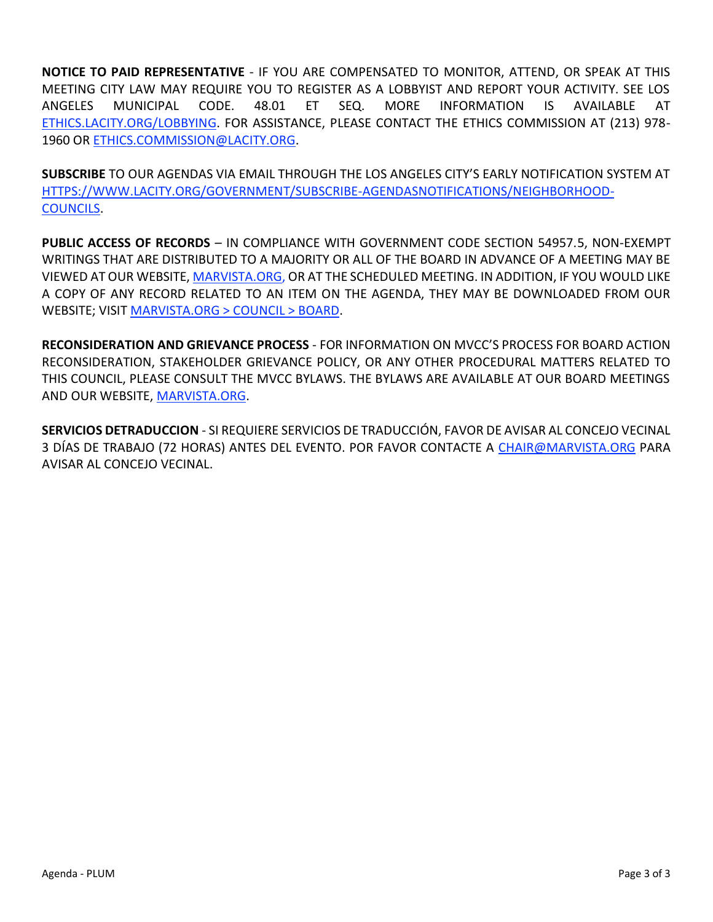**NOTICE TO PAID REPRESENTATIVE** - IF YOU ARE COMPENSATED TO MONITOR, ATTEND, OR SPEAK AT THIS MEETING CITY LAW MAY REQUIRE YOU TO REGISTER AS A LOBBYIST AND REPORT YOUR ACTIVITY. SEE LOS ANGELES MUNICIPAL CODE. 48.01 ET SEQ. MORE INFORMATION IS AVAILABLE AT ETHICS.LACITY.ORG/LOBBYING. FOR ASSISTANCE, PLEASE CONTACT THE ETHICS COMMISSION AT (213) 978-1960 OR ETHICS.COMMISSION@LACITY.ORG.

**SUBSCRIBE** TO OUR AGENDAS VIA EMAIL THROUGH THE LOS ANGELES CITY'S EARLY NOTIFICATION SYSTEM AT HTTPS://WWW.LACITY.ORG/GOVERNMENT/SUBSCRIBE-AGENDASNOTIFICATIONS/NEIGHBORHOOD-COUNCILS.

**PUBLIC ACCESS OF RECORDS** – IN COMPLIANCE WITH GOVERNMENT CODE SECTION 54957.5, NON-EXEMPT WRITINGS THAT ARE DISTRIBUTED TO A MAJORITY OR ALL OF THE BOARD IN ADVANCE OF A MEETING MAY BE VIEWED AT OUR WEBSITE, MARVISTA.ORG, OR AT THE SCHEDULED MEETING. IN ADDITION, IF YOU WOULD LIKE A COPY OF ANY RECORD RELATED TO AN ITEM ON THE AGENDA, THEY MAY BE DOWNLOADED FROM OUR WEBSITE; VISIT MARVISTA.ORG > COUNCIL > BOARD.

**RECONSIDERATION AND GRIEVANCE PROCESS** - FOR INFORMATION ON MVCC'S PROCESS FOR BOARD ACTION RECONSIDERATION, STAKEHOLDER GRIEVANCE POLICY, OR ANY OTHER PROCEDURAL MATTERS RELATED TO THIS COUNCIL, PLEASE CONSULT THE MVCC BYLAWS. THE BYLAWS ARE AVAILABLE AT OUR BOARD MEETINGS AND OUR WEBSITE, MARVISTA.ORG.

**SERVICIOS DETRADUCCION** - SI REQUIERE SERVICIOS DE TRADUCCIÓN, FAVOR DE AVISAR AL CONCEJO VECINAL 3 DÍAS DE TRABAJO (72 HORAS) ANTES DEL EVENTO. POR FAVOR CONTACTE A CHAIR@MARVISTA.ORG PARA AVISAR AL CONCEJO VECINAL.